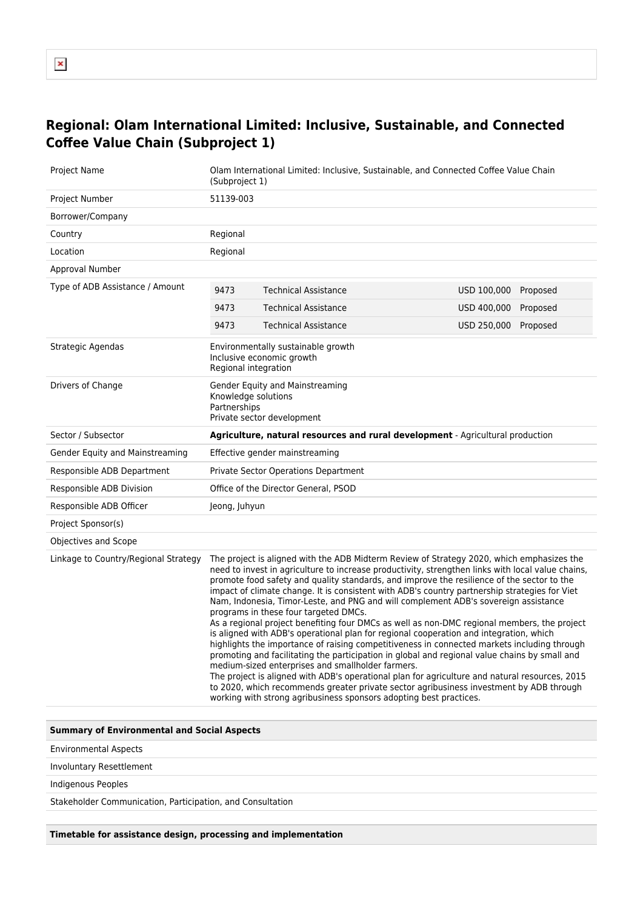## Regional: Olam International Limited: Inclusive, Sustainable, and Connected Coffee Value Chain (Subproject 1)

| | |
|---|---|
| Project Name | Olam International Limited: Inclusive, Sustainable, and Connected Coffee Value Chain (Subproject 1) |
| Project Number | 51139-003 |
| Borrower/Company | |
| Country | Regional |
| Location | Regional |
| Approval Number | |
| Type of ADB Assistance / Amount | 9473 Technical Assistance USD 100,000 Proposed<br>9473 Technical Assistance USD 400,000 Proposed<br>9473 Technical Assistance USD 250,000 Proposed |
| Strategic Agendas | Environmentally sustainable growth<br>Inclusive economic growth<br>Regional integration |
| Drivers of Change | Gender Equity and Mainstreaming<br>Knowledge solutions<br>Partnerships<br>Private sector development |
| Sector / Subsector | **Agriculture, natural resources and rural development** - Agricultural production |
| Gender Equity and Mainstreaming | Effective gender mainstreaming |
| Responsible ADB Department | Private Sector Operations Department |
| Responsible ADB Division | Office of the Director General, PSOD |
| Responsible ADB Officer | Jeong, Juhyun |
| Project Sponsor(s) | |
| Objectives and Scope | |
| Linkage to Country/Regional Strategy | The project is aligned with the ADB Midterm Review of Strategy 2020, which emphasizes the need to invest in agriculture to increase productivity, strengthen links with local value chains, promote food safety and quality standards, and improve the resilience of the sector to the impact of climate change. It is consistent with ADB's country partnership strategies for Viet Nam, Indonesia, Timor-Leste, and PNG and will complement ADB's sovereign assistance programs in these four targeted DMCs.<br>As a regional project benefiting four DMCs as well as non-DMC regional members, the project is aligned with ADB's operational plan for regional cooperation and integration, which highlights the importance of raising competitiveness in connected markets including through promoting and facilitating the participation in global and regional value chains by small and medium-sized enterprises and smallholder farmers.<br>The project is aligned with ADB's operational plan for agriculture and natural resources, 2015 to 2020, which recommends greater private sector agribusiness investment by ADB through working with strong agribusiness sponsors adopting best practices. |

| **Summary of Environmental and Social Aspects** |
|---|
| Environmental Aspects |
| Involuntary Resettlement |
| Indigenous Peoples |
| Stakeholder Communication, Participation, and Consultation |

| **Timetable for assistance design, processing and implementation** |
|---|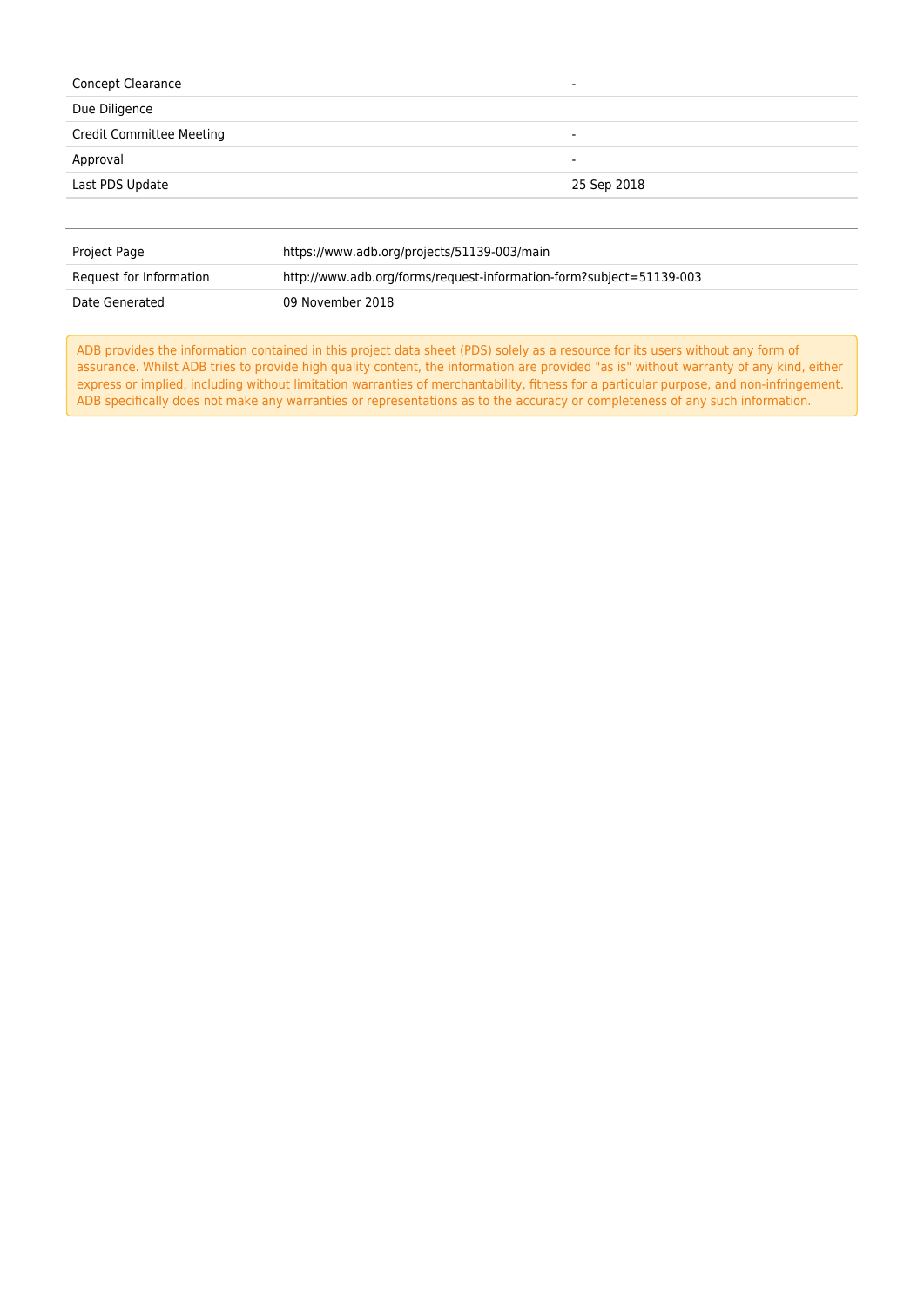| | |
|---|---|
| Concept Clearance | - |
| Due Diligence | |
| Credit Committee Meeting | - |
| Approval | - |
| Last PDS Update | 25 Sep 2018 |

| | |
|---|---|
| Project Page | https://www.adb.org/projects/51139-003/main |
| Request for Information | http://www.adb.org/forms/request-information-form?subject=51139-003 |
| Date Generated | 09 November 2018 |

ADB provides the information contained in this project data sheet (PDS) solely as a resource for its users without any form of assurance. Whilst ADB tries to provide high quality content, the information are provided "as is" without warranty of any kind, either express or implied, including without limitation warranties of merchantability, fitness for a particular purpose, and non-infringement. ADB specifically does not make any warranties or representations as to the accuracy or completeness of any such information.